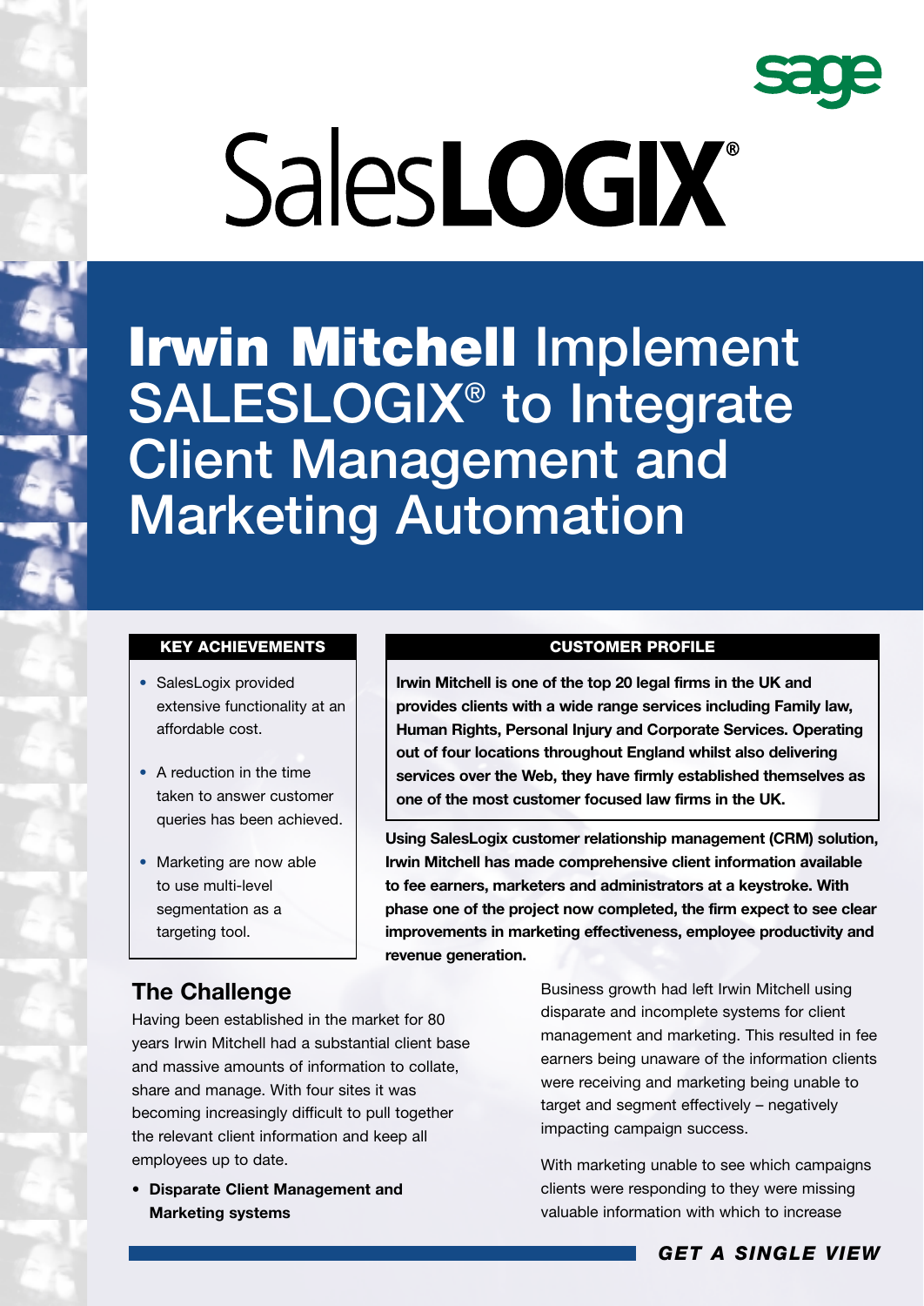sage

# SalesLOGIX®

# Irwin Mitchell Implement SALESLOGIX® to Integrate Client Management and Marketing Automation

### KEY ACHIEVEMENTS

- SalesLogix provided extensive functionality at an affordable cost.
- A reduction in the time taken to answer customer queries has been achieved.
- Marketing are now able to use multi-level segmentation as a targeting tool.

### CUSTOMER PROFILE

**Irwin Mitchell is one of the top 20 legal firms in the UK and provides clients with a wide range services including Family law, Human Rights, Personal Injury and Corporate Services. Operating out of four locations throughout England whilst also delivering services over the Web, they have firmly established themselves as one of the most customer focused law firms in the UK.**

**Using SalesLogix customer relationship management (CRM) solution, Irwin Mitchell has made comprehensive client information available to fee earners, marketers and administrators at a keystroke. With phase one of the project now completed, the firm expect to see clear improvements in marketing effectiveness, employee productivity and revenue generation.**

## The Challenge

Having been established in the market for 80 years Irwin Mitchell had a substantial client base and massive amounts of information to collate, share and manage. With four sites it was becoming increasingly difficult to pull together the relevant client information and keep all employees up to date.

- **Disparate Client Management and Marketing systems**

Business growth had left Irwin Mitchell using disparate and incomplete systems for client management and marketing. This resulted in fee earners being unaware of the information clients were receiving and marketing being unable to target and segment effectively – negatively impacting campaign success.

With marketing unable to see which campaigns clients were responding to they were missing valuable information with which to increase

***GET A SINGLE VIEW***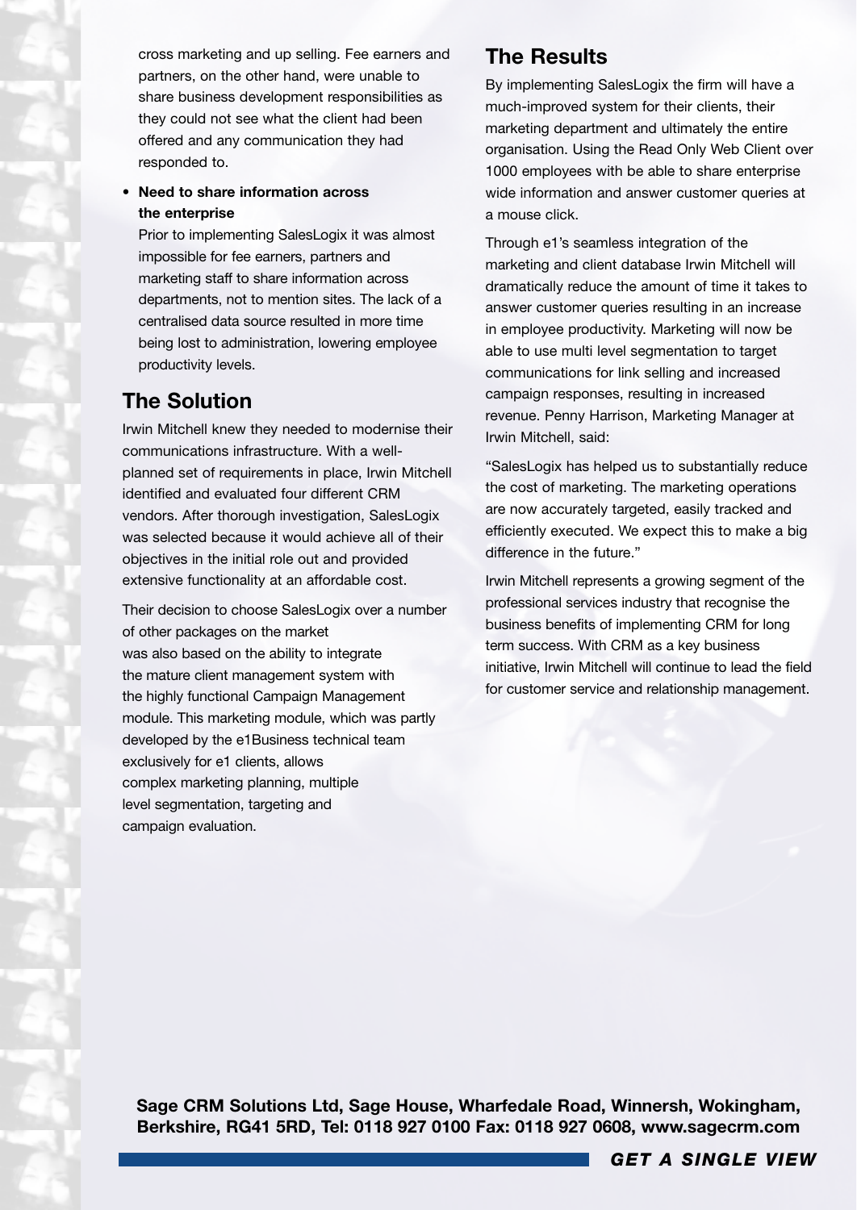cross marketing and up selling. Fee earners and partners, on the other hand, were unable to share business development responsibilities as they could not see what the client had been offered and any communication they had responded to.

- **Need to share information across the enterprise**
  Prior to implementing SalesLogix it was almost impossible for fee earners, partners and marketing staff to share information across departments, not to mention sites. The lack of a centralised data source resulted in more time being lost to administration, lowering employee productivity levels.

## The Solution

Irwin Mitchell knew they needed to modernise their communications infrastructure. With a well-planned set of requirements in place, Irwin Mitchell identified and evaluated four different CRM vendors. After thorough investigation, SalesLogix was selected because it would achieve all of their objectives in the initial role out and provided extensive functionality at an affordable cost.

Their decision to choose SalesLogix over a number of other packages on the market was also based on the ability to integrate the mature client management system with the highly functional Campaign Management module. This marketing module, which was partly developed by the e1Business technical team exclusively for e1 clients, allows complex marketing planning, multiple level segmentation, targeting and campaign evaluation.

## The Results

By implementing SalesLogix the firm will have a much-improved system for their clients, their marketing department and ultimately the entire organisation. Using the Read Only Web Client over 1000 employees with be able to share enterprise wide information and answer customer queries at a mouse click.

Through e1's seamless integration of the marketing and client database Irwin Mitchell will dramatically reduce the amount of time it takes to answer customer queries resulting in an increase in employee productivity. Marketing will now be able to use multi level segmentation to target communications for link selling and increased campaign responses, resulting in increased revenue. Penny Harrison, Marketing Manager at Irwin Mitchell, said:

"SalesLogix has helped us to substantially reduce the cost of marketing. The marketing operations are now accurately targeted, easily tracked and efficiently executed. We expect this to make a big difference in the future."

Irwin Mitchell represents a growing segment of the professional services industry that recognise the business benefits of implementing CRM for long term success. With CRM as a key business initiative, Irwin Mitchell will continue to lead the field for customer service and relationship management.

**Sage CRM Solutions Ltd, Sage House, Wharfedale Road, Winnersh, Wokingham, Berkshire, RG41 5RD, Tel: 0118 927 0100 Fax: 0118 927 0608, www.sagecrm.com**

***GET A SINGLE VIEW***